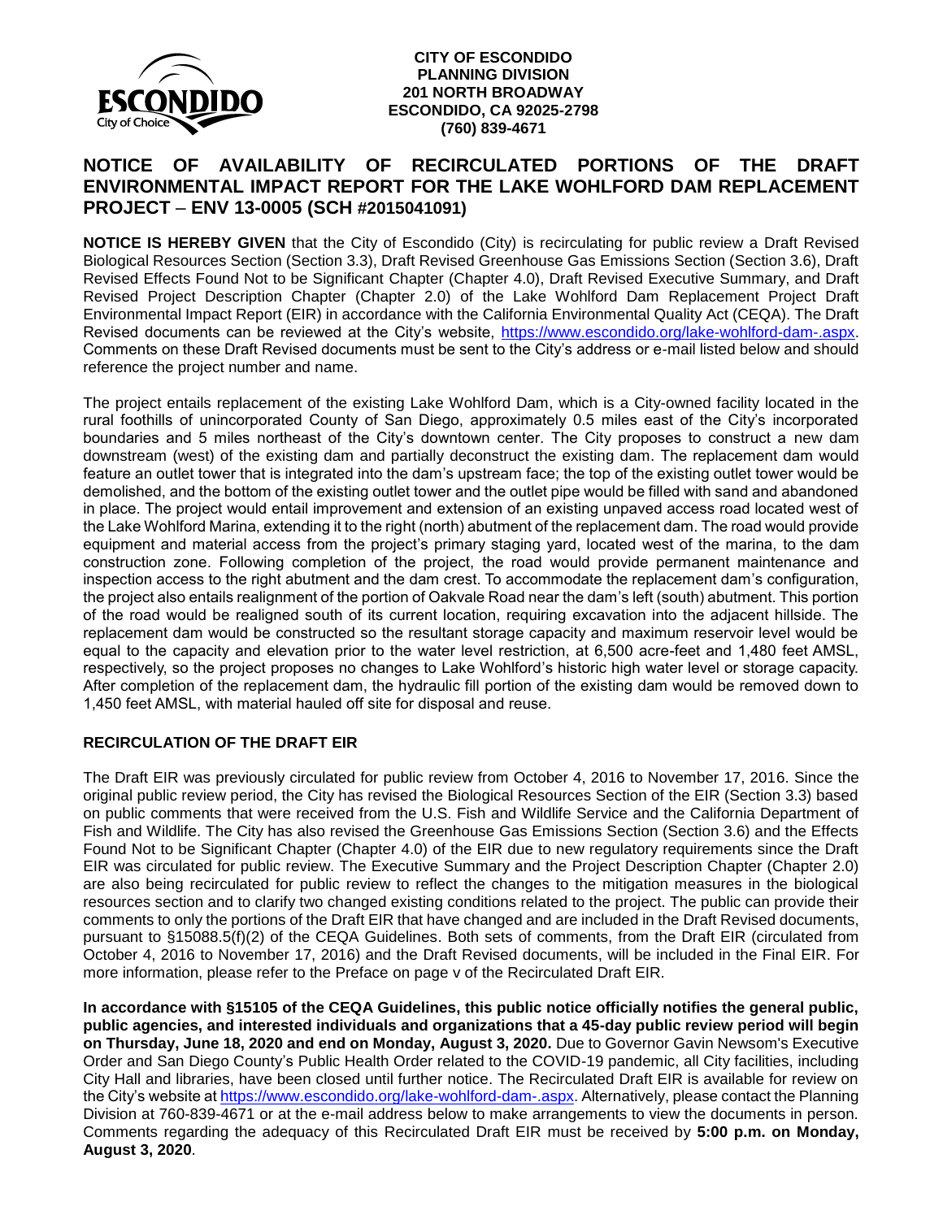**CITY OF ESCONDIDO**
**PLANNING DIVISION**
**201 NORTH BROADWAY**
**ESCONDIDO, CA 92025-2798**
**(760) 839-4671**

# NOTICE OF AVAILABILITY OF RECIRCULATED PORTIONS OF THE DRAFT ENVIRONMENTAL IMPACT REPORT FOR THE LAKE WOHLFORD DAM REPLACEMENT PROJECT – ENV 13-0005 (SCH #2015041091)

**NOTICE IS HEREBY GIVEN** that the City of Escondido (City) is recirculating for public review a Draft Revised Biological Resources Section (Section 3.3), Draft Revised Greenhouse Gas Emissions Section (Section 3.6), Draft Revised Effects Found Not to be Significant Chapter (Chapter 4.0), Draft Revised Executive Summary, and Draft Revised Project Description Chapter (Chapter 2.0) of the Lake Wohlford Dam Replacement Project Draft Environmental Impact Report (EIR) in accordance with the California Environmental Quality Act (CEQA). The Draft Revised documents can be reviewed at the City's website, https://www.escondido.org/lake-wohlford-dam-.aspx. Comments on these Draft Revised documents must be sent to the City's address or e-mail listed below and should reference the project number and name.

The project entails replacement of the existing Lake Wohlford Dam, which is a City-owned facility located in the rural foothills of unincorporated County of San Diego, approximately 0.5 miles east of the City's incorporated boundaries and 5 miles northeast of the City's downtown center. The City proposes to construct a new dam downstream (west) of the existing dam and partially deconstruct the existing dam. The replacement dam would feature an outlet tower that is integrated into the dam's upstream face; the top of the existing outlet tower would be demolished, and the bottom of the existing outlet tower and the outlet pipe would be filled with sand and abandoned in place. The project would entail improvement and extension of an existing unpaved access road located west of the Lake Wohlford Marina, extending it to the right (north) abutment of the replacement dam. The road would provide equipment and material access from the project's primary staging yard, located west of the marina, to the dam construction zone. Following completion of the project, the road would provide permanent maintenance and inspection access to the right abutment and the dam crest. To accommodate the replacement dam's configuration, the project also entails realignment of the portion of Oakvale Road near the dam's left (south) abutment. This portion of the road would be realigned south of its current location, requiring excavation into the adjacent hillside. The replacement dam would be constructed so the resultant storage capacity and maximum reservoir level would be equal to the capacity and elevation prior to the water level restriction, at 6,500 acre-feet and 1,480 feet AMSL, respectively, so the project proposes no changes to Lake Wohlford's historic high water level or storage capacity. After completion of the replacement dam, the hydraulic fill portion of the existing dam would be removed down to 1,450 feet AMSL, with material hauled off site for disposal and reuse.

## RECIRCULATION OF THE DRAFT EIR

The Draft EIR was previously circulated for public review from October 4, 2016 to November 17, 2016. Since the original public review period, the City has revised the Biological Resources Section of the EIR (Section 3.3) based on public comments that were received from the U.S. Fish and Wildlife Service and the California Department of Fish and Wildlife. The City has also revised the Greenhouse Gas Emissions Section (Section 3.6) and the Effects Found Not to be Significant Chapter (Chapter 4.0) of the EIR due to new regulatory requirements since the Draft EIR was circulated for public review. The Executive Summary and the Project Description Chapter (Chapter 2.0) are also being recirculated for public review to reflect the changes to the mitigation measures in the biological resources section and to clarify two changed existing conditions related to the project. The public can provide their comments to only the portions of the Draft EIR that have changed and are included in the Draft Revised documents, pursuant to §15088.5(f)(2) of the CEQA Guidelines. Both sets of comments, from the Draft EIR (circulated from October 4, 2016 to November 17, 2016) and the Draft Revised documents, will be included in the Final EIR. For more information, please refer to the Preface on page v of the Recirculated Draft EIR.

**In accordance with §15105 of the CEQA Guidelines, this public notice officially notifies the general public, public agencies, and interested individuals and organizations that a 45-day public review period will begin on Thursday, June 18, 2020 and end on Monday, August 3, 2020.** Due to Governor Gavin Newsom's Executive Order and San Diego County's Public Health Order related to the COVID-19 pandemic, all City facilities, including City Hall and libraries, have been closed until further notice. The Recirculated Draft EIR is available for review on the City's website at https://www.escondido.org/lake-wohlford-dam-.aspx. Alternatively, please contact the Planning Division at 760-839-4671 or at the e-mail address below to make arrangements to view the documents in person. Comments regarding the adequacy of this Recirculated Draft EIR must be received by **5:00 p.m. on Monday, August 3, 2020**.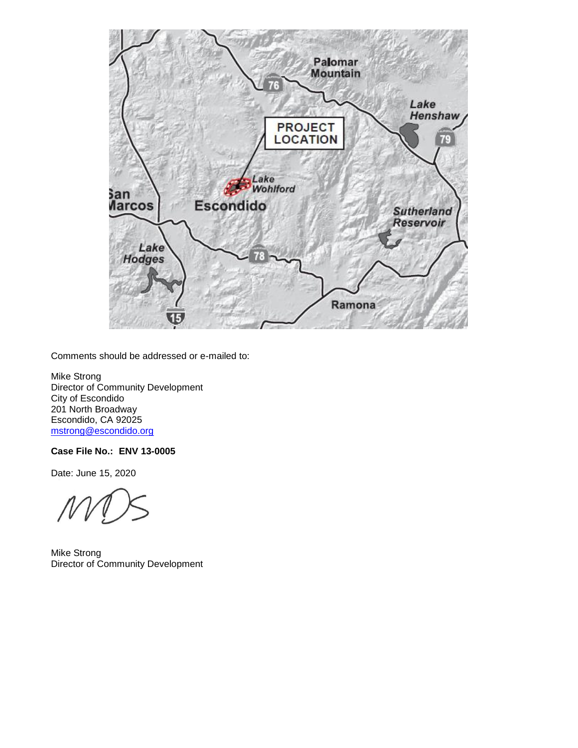Palomar Mountain

76

Lake Henshaw

79

PROJECT LOCATION

Lake Wohlford

San Marcos

Escondido

Sutherland Reservoir

Lake Hodges

78

Ramona

15

Comments should be addressed or e-mailed to:

Mike Strong
Director of Community Development
City of Escondido
201 North Broadway
Escondido, CA 92025
mstrong@escondido.org

**Case File No.: ENV 13-0005**

Date: June 15, 2020

Mike Strong
Director of Community Development